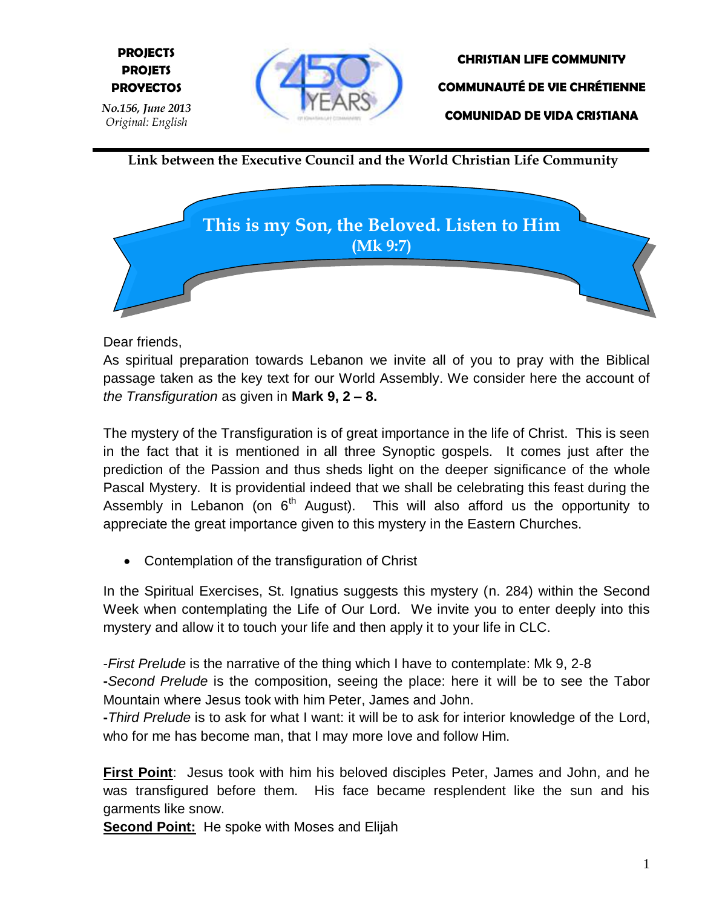**PROJECTS**
**PROJETS**
**PROYECTOS**

*No.156, June 2013*
*Original: English*

**CHRISTIAN LIFE COMMUNITY**

**COMMUNAUTÉ DE VIE CHRÉTIENNE**

**COMUNIDAD DE VIDA CRISTIANA**

**Link between the Executive Council and the World Christian Life Community**

# This is my Son, the Beloved. Listen to Him (Mk 9:7)

Dear friends,

As spiritual preparation towards Lebanon we invite all of you to pray with the Biblical passage taken as the key text for our World Assembly. We consider here the account of *the Transfiguration* as given in **Mark 9, 2 – 8.**

The mystery of the Transfiguration is of great importance in the life of Christ. This is seen in the fact that it is mentioned in all three Synoptic gospels. It comes just after the prediction of the Passion and thus sheds light on the deeper significance of the whole Pascal Mystery. It is providential indeed that we shall be celebrating this feast during the Assembly in Lebanon (on 6th August). This will also afford us the opportunity to appreciate the great importance given to this mystery in the Eastern Churches.

- Contemplation of the transfiguration of Christ

In the Spiritual Exercises, St. Ignatius suggests this mystery (n. 284) within the Second Week when contemplating the Life of Our Lord. We invite you to enter deeply into this mystery and allow it to touch your life and then apply it to your life in CLC.

-*First Prelude* is the narrative of the thing which I have to contemplate: Mk 9, 2-8
**-***Second Prelude* is the composition, seeing the place: here it will be to see the Tabor Mountain where Jesus took with him Peter, James and John.
**-***Third Prelude* is to ask for what I want: it will be to ask for interior knowledge of the Lord, who for me has become man, that I may more love and follow Him.

**First Point**: Jesus took with him his beloved disciples Peter, James and John, and he was transfigured before them. His face became resplendent like the sun and his garments like snow.
**Second Point:** He spoke with Moses and Elijah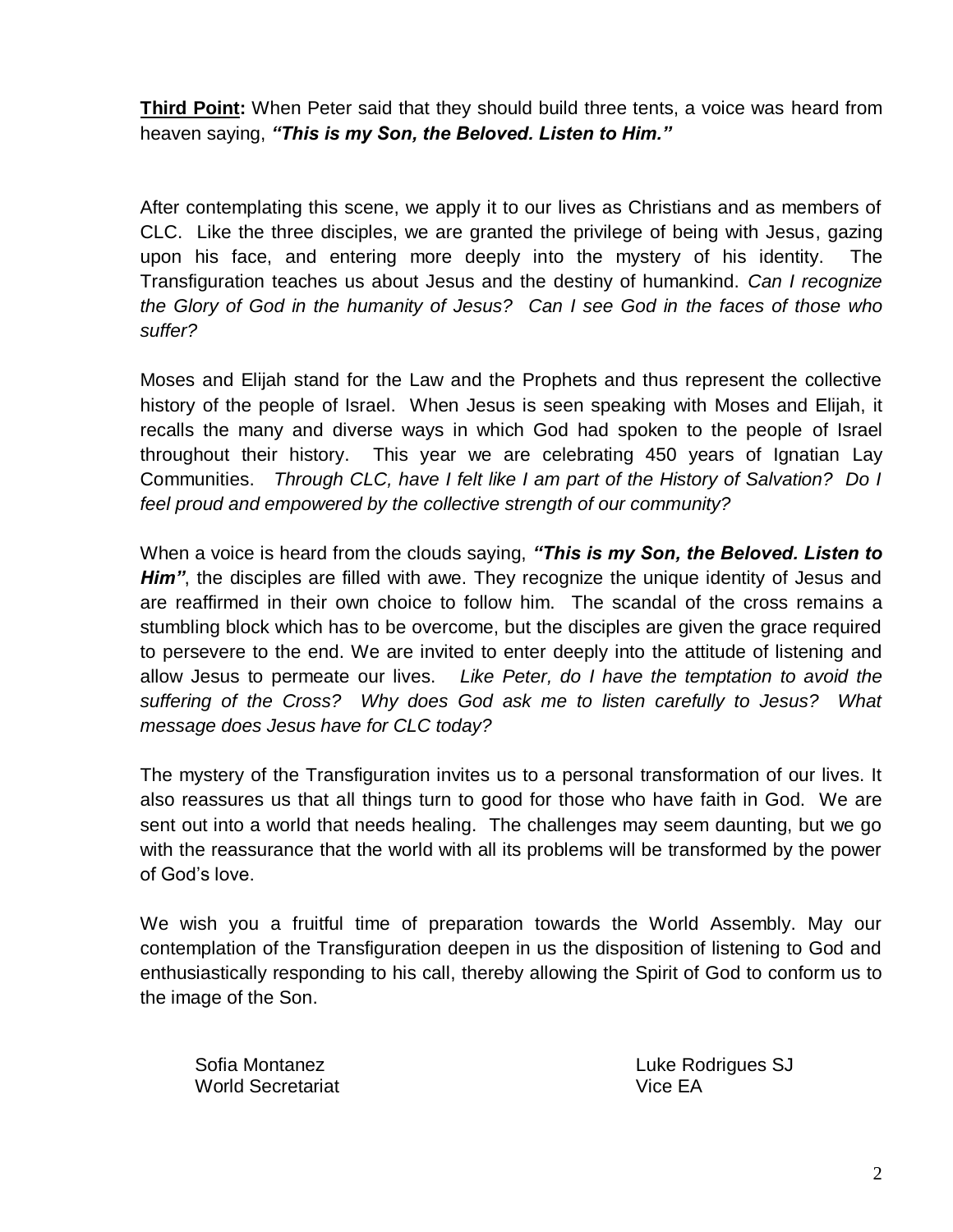**<u>Third Point</u>:** When Peter said that they should build three tents, a voice was heard from heaven saying, ***"This is my Son, the Beloved. Listen to Him."***

After contemplating this scene, we apply it to our lives as Christians and as members of CLC. Like the three disciples, we are granted the privilege of being with Jesus, gazing upon his face, and entering more deeply into the mystery of his identity. The Transfiguration teaches us about Jesus and the destiny of humankind. *Can I recognize the Glory of God in the humanity of Jesus? Can I see God in the faces of those who suffer?*

Moses and Elijah stand for the Law and the Prophets and thus represent the collective history of the people of Israel. When Jesus is seen speaking with Moses and Elijah, it recalls the many and diverse ways in which God had spoken to the people of Israel throughout their history. This year we are celebrating 450 years of Ignatian Lay Communities. *Through CLC, have I felt like I am part of the History of Salvation? Do I feel proud and empowered by the collective strength of our community?*

When a voice is heard from the clouds saying, ***"This is my Son, the Beloved. Listen to Him"***, the disciples are filled with awe. They recognize the unique identity of Jesus and are reaffirmed in their own choice to follow him. The scandal of the cross remains a stumbling block which has to be overcome, but the disciples are given the grace required to persevere to the end. We are invited to enter deeply into the attitude of listening and allow Jesus to permeate our lives. *Like Peter, do I have the temptation to avoid the suffering of the Cross? Why does God ask me to listen carefully to Jesus? What message does Jesus have for CLC today?*

The mystery of the Transfiguration invites us to a personal transformation of our lives. It also reassures us that all things turn to good for those who have faith in God. We are sent out into a world that needs healing. The challenges may seem daunting, but we go with the reassurance that the world with all its problems will be transformed by the power of God's love.

We wish you a fruitful time of preparation towards the World Assembly. May our contemplation of the Transfiguration deepen in us the disposition of listening to God and enthusiastically responding to his call, thereby allowing the Spirit of God to conform us to the image of the Son.

Sofia Montanez
World Secretariat

Luke Rodrigues SJ
Vice EA